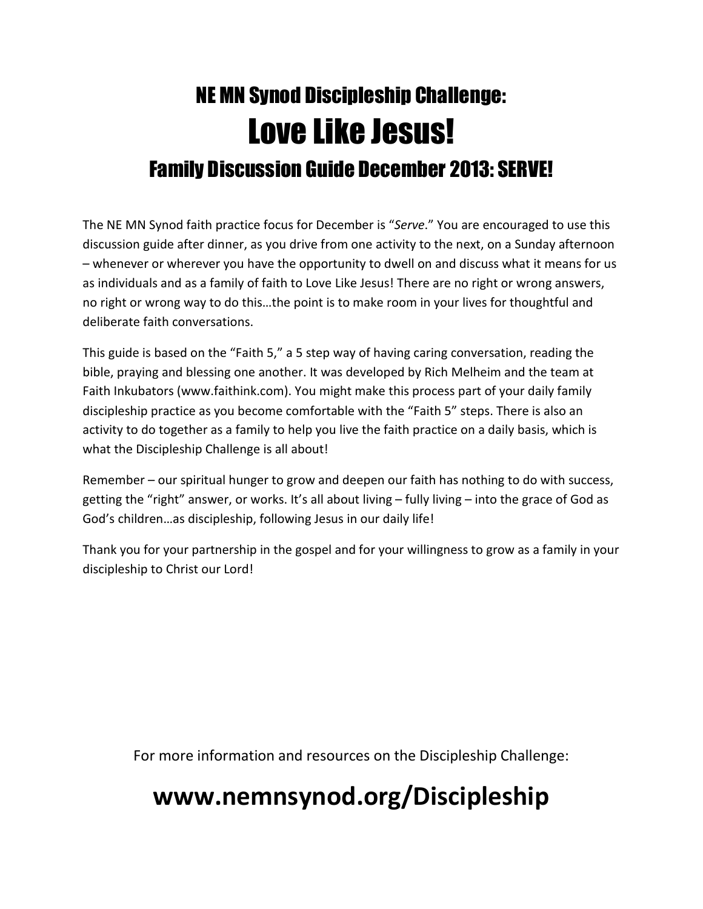# NE MN Synod Discipleship Challenge:

# Love Like Jesus!

## Family Discussion Guide December 2013: SERVE!

The NE MN Synod faith practice focus for December is "*Serve*." You are encouraged to use this discussion guide after dinner, as you drive from one activity to the next, on a Sunday afternoon – whenever or wherever you have the opportunity to dwell on and discuss what it means for us as individuals and as a family of faith to Love Like Jesus! There are no right or wrong answers, no right or wrong way to do this…the point is to make room in your lives for thoughtful and deliberate faith conversations.

This guide is based on the "Faith 5," a 5 step way of having caring conversation, reading the bible, praying and blessing one another. It was developed by Rich Melheim and the team at Faith Inkubators (www.faithink.com). You might make this process part of your daily family discipleship practice as you become comfortable with the "Faith 5" steps. There is also an activity to do together as a family to help you live the faith practice on a daily basis, which is what the Discipleship Challenge is all about!

Remember – our spiritual hunger to grow and deepen our faith has nothing to do with success, getting the "right" answer, or works. It's all about living – fully living – into the grace of God as God's children…as discipleship, following Jesus in our daily life!

Thank you for your partnership in the gospel and for your willingness to grow as a family in your discipleship to Christ our Lord!

For more information and resources on the Discipleship Challenge:

**www.nemnsynod.org/Discipleship**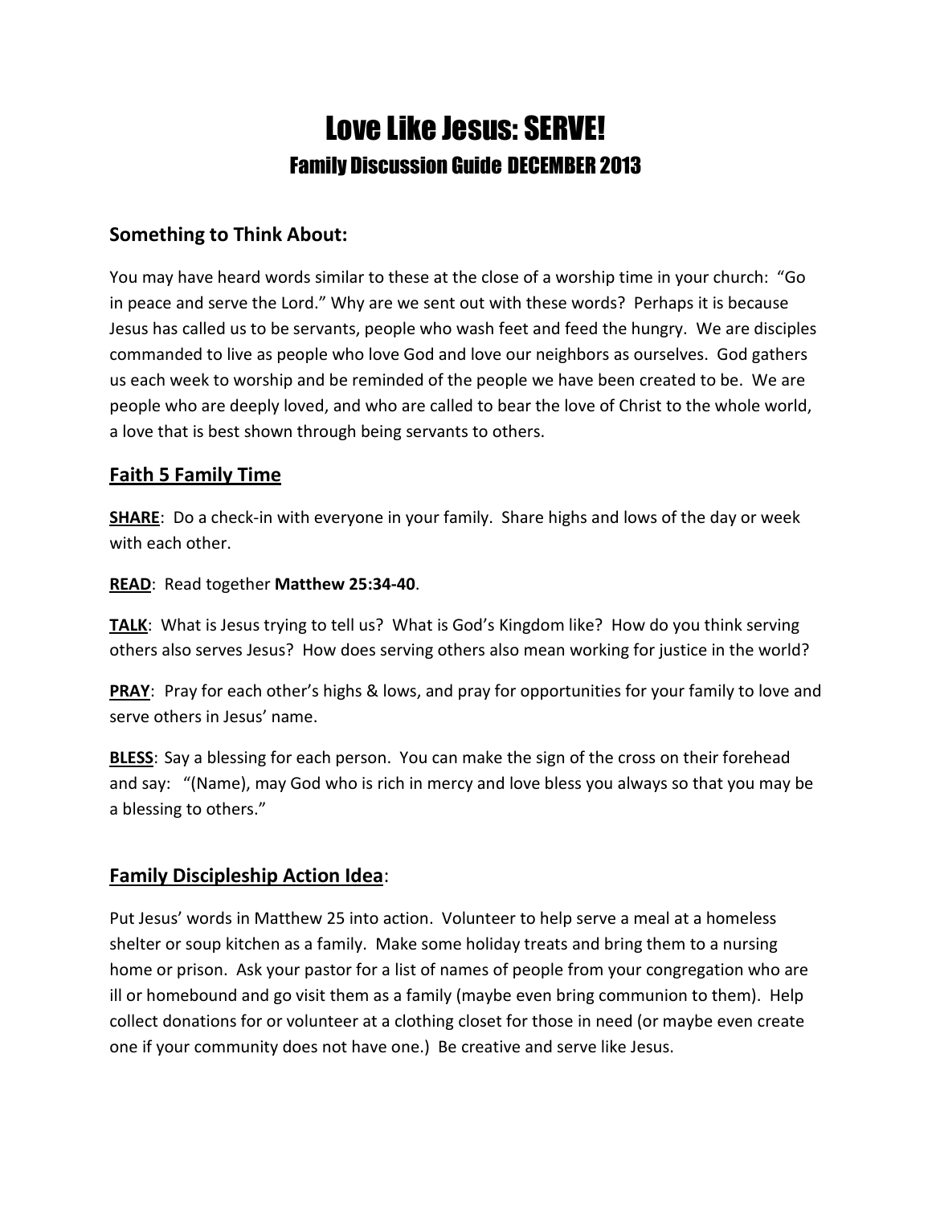# Love Like Jesus: SERVE!

## Family Discussion Guide DECEMBER 2013

### Something to Think About:

You may have heard words similar to these at the close of a worship time in your church: "Go in peace and serve the Lord." Why are we sent out with these words? Perhaps it is because Jesus has called us to be servants, people who wash feet and feed the hungry. We are disciples commanded to live as people who love God and love our neighbors as ourselves. God gathers us each week to worship and be reminded of the people we have been created to be. We are people who are deeply loved, and who are called to bear the love of Christ to the whole world, a love that is best shown through being servants to others.

### Faith 5 Family Time

**SHARE**: Do a check-in with everyone in your family. Share highs and lows of the day or week with each other.

**READ**: Read together **Matthew 25:34-40**.

**TALK**: What is Jesus trying to tell us? What is God's Kingdom like? How do you think serving others also serves Jesus? How does serving others also mean working for justice in the world?

**PRAY**: Pray for each other's highs & lows, and pray for opportunities for your family to love and serve others in Jesus' name.

**BLESS**: Say a blessing for each person. You can make the sign of the cross on their forehead and say: "(Name), may God who is rich in mercy and love bless you always so that you may be a blessing to others."

### Family Discipleship Action Idea:

Put Jesus' words in Matthew 25 into action. Volunteer to help serve a meal at a homeless shelter or soup kitchen as a family. Make some holiday treats and bring them to a nursing home or prison. Ask your pastor for a list of names of people from your congregation who are ill or homebound and go visit them as a family (maybe even bring communion to them). Help collect donations for or volunteer at a clothing closet for those in need (or maybe even create one if your community does not have one.) Be creative and serve like Jesus.